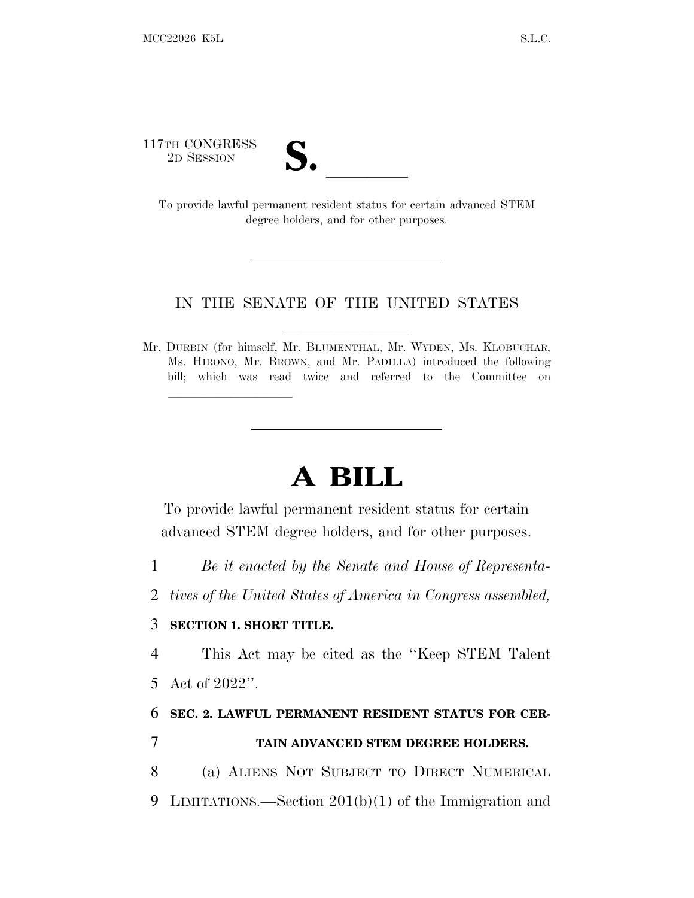117TH CONGRESS
2D SESSION

# S. \_\_\_\_\_\_

To provide lawful permanent resident status for certain advanced STEM degree holders, and for other purposes.

---

IN THE SENATE OF THE UNITED STATES

Mr. DURBIN (for himself, Mr. BLUMENTHAL, Mr. WYDEN, Ms. KLOBUCHAR, Ms. HIRONO, Mr. BROWN, and Mr. PADILLA) introduced the following bill; which was read twice and referred to the Committee on \_\_\_\_\_\_\_\_\_\_

---

# A BILL

To provide lawful permanent resident status for certain advanced STEM degree holders, and for other purposes.

1 *Be it enacted by the Senate and House of Representa-*
2 *tives of the United States of America in Congress assembled,*

3 **SECTION 1. SHORT TITLE.**

4 This Act may be cited as the "Keep STEM Talent
5 Act of 2022".

6 **SEC. 2. LAWFUL PERMANENT RESIDENT STATUS FOR CER-**
7 **TAIN ADVANCED STEM DEGREE HOLDERS.**

8 (a) ALIENS NOT SUBJECT TO DIRECT NUMERICAL
9 LIMITATIONS.—Section 201(b)(1) of the Immigration and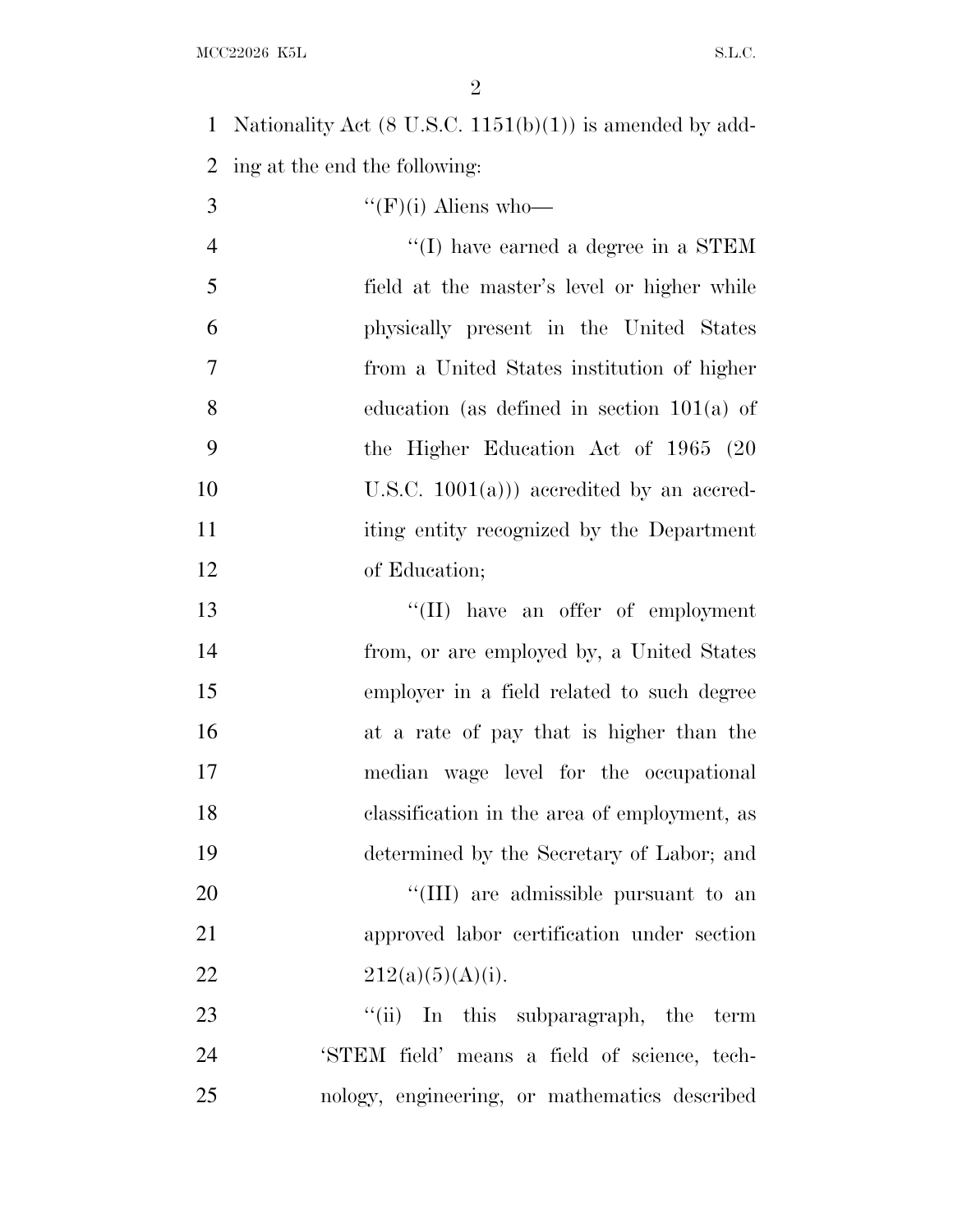Nationality Act (8 U.S.C. 1151(b)(1)) is amended by adding at the end the following:

"(F)(i) Aliens who—

"(I) have earned a degree in a STEM field at the master's level or higher while physically present in the United States from a United States institution of higher education (as defined in section 101(a) of the Higher Education Act of 1965 (20 U.S.C. 1001(a))) accredited by an accrediting entity recognized by the Department of Education;

"(II) have an offer of employment from, or are employed by, a United States employer in a field related to such degree at a rate of pay that is higher than the median wage level for the occupational classification in the area of employment, as determined by the Secretary of Labor; and

"(III) are admissible pursuant to an approved labor certification under section 212(a)(5)(A)(i).

"(ii) In this subparagraph, the term 'STEM field' means a field of science, technology, engineering, or mathematics described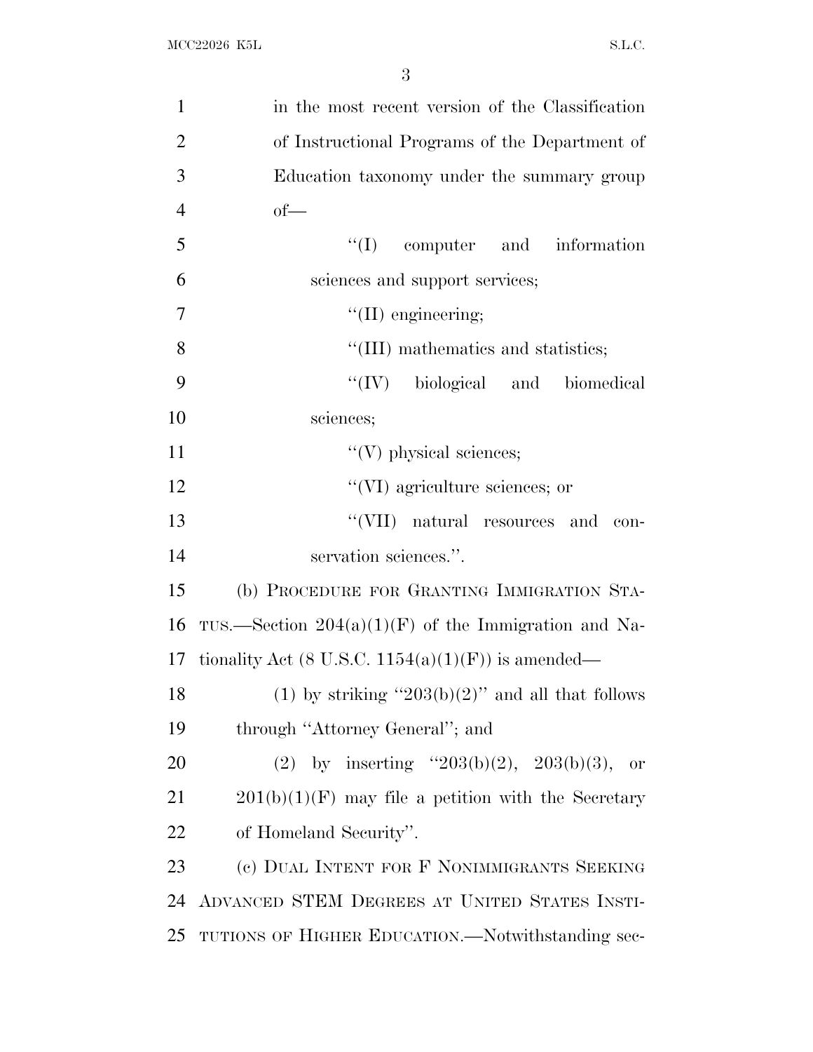in the most recent version of the Classification of Instructional Programs of the Department of Education taxonomy under the summary group of—

"(I) computer and information sciences and support services;

"(II) engineering;

"(III) mathematics and statistics;

"(IV) biological and biomedical sciences;

"(V) physical sciences;

"(VI) agriculture sciences; or

"(VII) natural resources and conservation sciences.".

(b) PROCEDURE FOR GRANTING IMMIGRATION STATUS.—Section 204(a)(1)(F) of the Immigration and Nationality Act (8 U.S.C. 1154(a)(1)(F)) is amended—

(1) by striking "203(b)(2)" and all that follows through "Attorney General"; and

(2) by inserting "203(b)(2), 203(b)(3), or 201(b)(1)(F) may file a petition with the Secretary of Homeland Security".

(c) DUAL INTENT FOR F NONIMMIGRANTS SEEKING ADVANCED STEM DEGREES AT UNITED STATES INSTITUTIONS OF HIGHER EDUCATION.—Notwithstanding sec-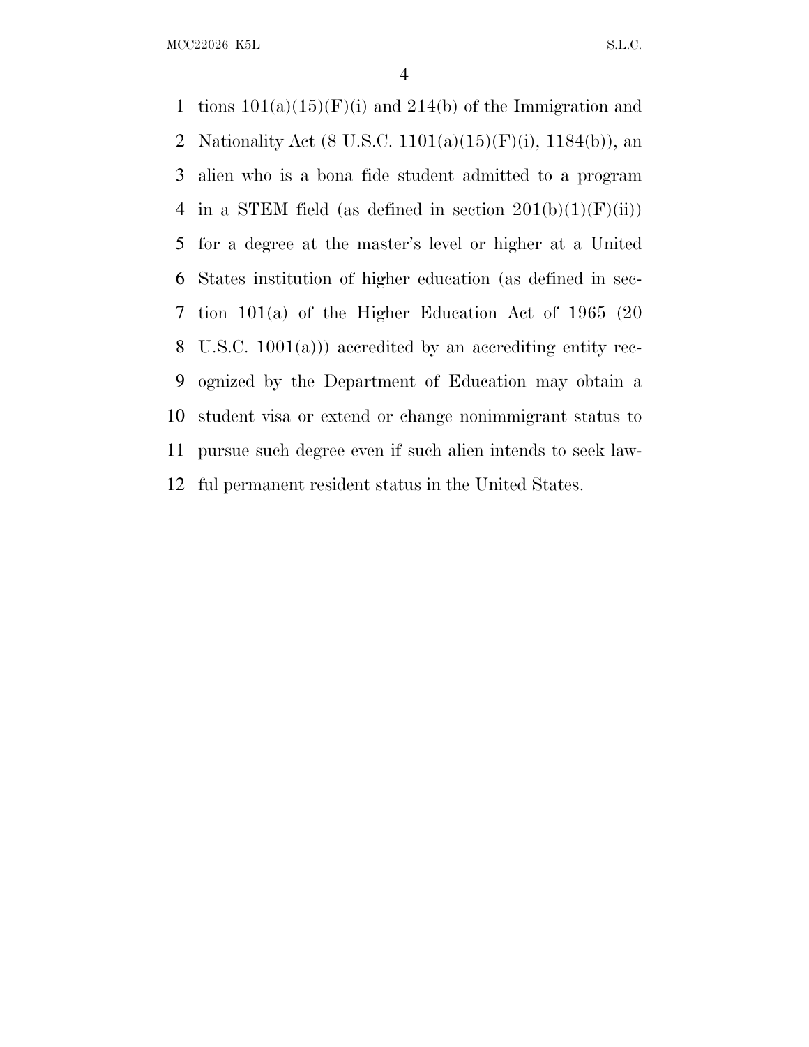tions 101(a)(15)(F)(i) and 214(b) of the Immigration and Nationality Act (8 U.S.C. 1101(a)(15)(F)(i), 1184(b)), an alien who is a bona fide student admitted to a program in a STEM field (as defined in section 201(b)(1)(F)(ii)) for a degree at the master's level or higher at a United States institution of higher education (as defined in section 101(a) of the Higher Education Act of 1965 (20 U.S.C. 1001(a))) accredited by an accrediting entity recognized by the Department of Education may obtain a student visa or extend or change nonimmigrant status to pursue such degree even if such alien intends to seek lawful permanent resident status in the United States.